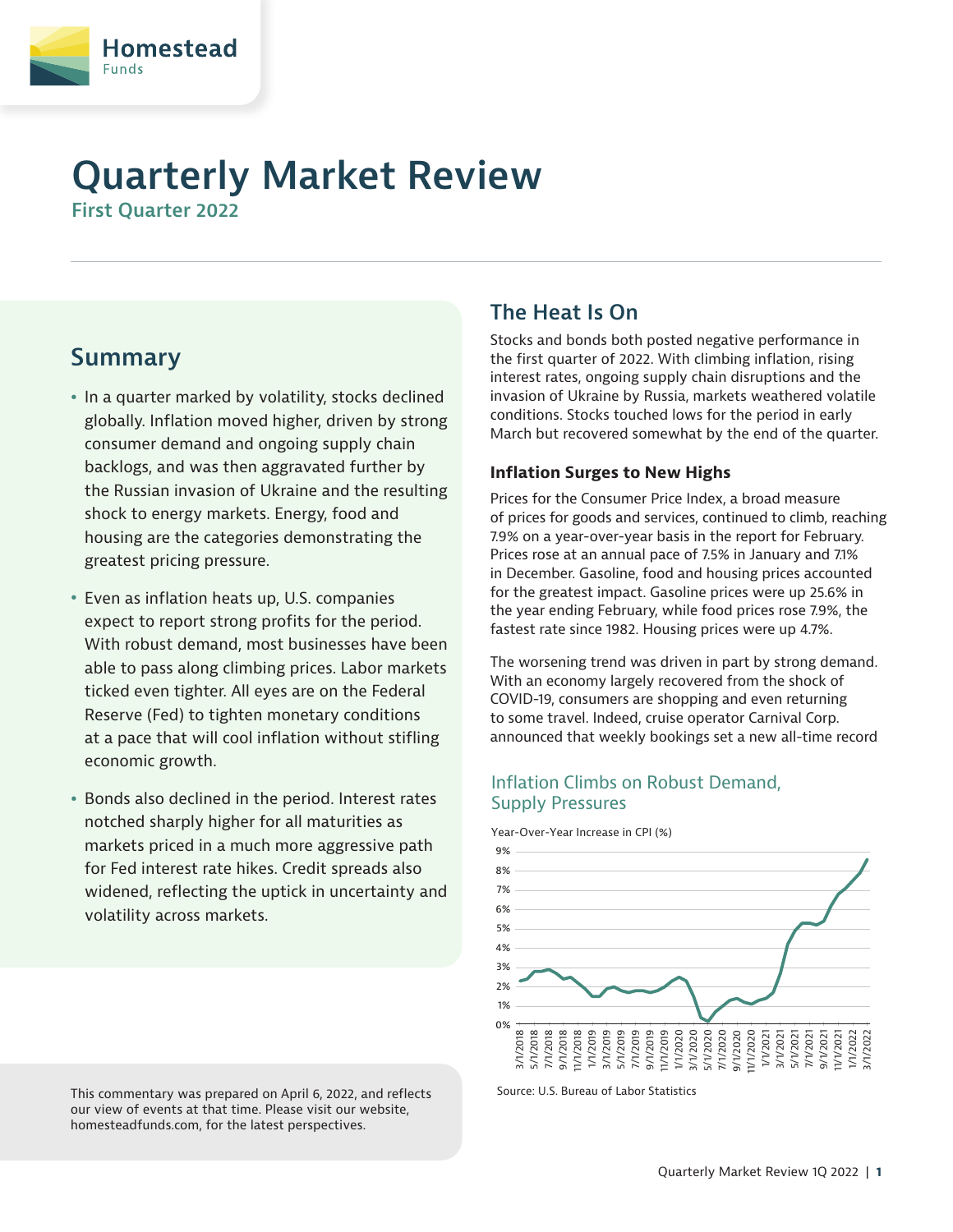# Quarterly Market Review

**First Quarter 2022**

## Summary

- In a quarter marked by volatility, stocks declined globally. Inflation moved higher, driven by strong consumer demand and ongoing supply chain backlogs, and was then aggravated further by the Russian invasion of Ukraine and the resulting shock to energy markets. Energy, food and housing are the categories demonstrating the greatest pricing pressure.
- Even as inflation heats up, U.S. companies expect to report strong profits for the period. With robust demand, most businesses have been able to pass along climbing prices. Labor markets ticked even tighter. All eyes are on the Federal Reserve (Fed) to tighten monetary conditions at a pace that will cool inflation without stifling economic growth.
- Bonds also declined in the period. Interest rates notched sharply higher for all maturities as markets priced in a much more aggressive path for Fed interest rate hikes. Credit spreads also widened, reflecting the uptick in uncertainty and volatility across markets.

This commentary was prepared on April 6, 2022, and reflects our view of events at that time. Please visit our website, homesteadfunds.com, for the latest perspectives.

## The Heat Is On

Stocks and bonds both posted negative performance in the first quarter of 2022. With climbing inflation, rising interest rates, ongoing supply chain disruptions and the invasion of Ukraine by Russia, markets weathered volatile conditions. Stocks touched lows for the period in early March but recovered somewhat by the end of the quarter.

### Inflation Surges to New Highs

Prices for the Consumer Price Index, a broad measure of prices for goods and services, continued to climb, reaching 7.9% on a year-over-year basis in the report for February. Prices rose at an annual pace of 7.5% in January and 7.1% in December. Gasoline, food and housing prices accounted for the greatest impact. Gasoline prices were up 25.6% in the year ending February, while food prices rose 7.9%, the fastest rate since 1982. Housing prices were up 4.7%.

The worsening trend was driven in part by strong demand. With an economy largely recovered from the shock of COVID-19, consumers are shopping and even returning to some travel. Indeed, cruise operator Carnival Corp. announced that weekly bookings set a new all-time record

**Inflation Climbs on Robust Demand, Supply Pressures**

Year-Over-Year Increase in CPI (%)

Source: U.S. Bureau of Labor Statistics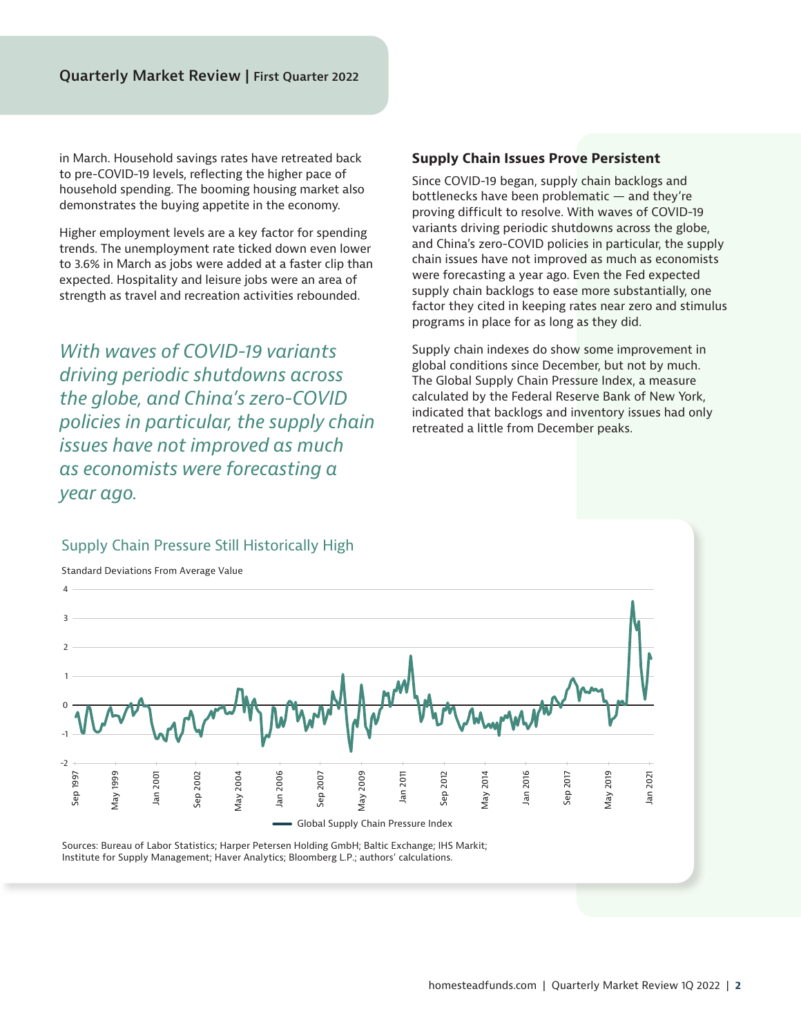in March. Household savings rates have retreated back to pre-COVID-19 levels, reflecting the higher pace of household spending. The booming housing market also demonstrates the buying appetite in the economy.

Higher employment levels are a key factor for spending trends. The unemployment rate ticked down even lower to 3.6% in March as jobs were added at a faster clip than expected. Hospitality and leisure jobs were an area of strength as travel and recreation activities rebounded.

*With waves of COVID-19 variants driving periodic shutdowns across the globe, and China's zero-COVID policies in particular, the supply chain issues have not improved as much as economists were forecasting a year ago.*

### Supply Chain Issues Prove Persistent

Since COVID-19 began, supply chain backlogs and bottlenecks have been problematic — and they're proving difficult to resolve. With waves of COVID-19 variants driving periodic shutdowns across the globe, and China's zero-COVID policies in particular, the supply chain issues have not improved as much as economists were forecasting a year ago. Even the Fed expected supply chain backlogs to ease more substantially, one factor they cited in keeping rates near zero and stimulus programs in place for as long as they did.

Supply chain indexes do show some improvement in global conditions since December, but not by much. The Global Supply Chain Pressure Index, a measure calculated by the Federal Reserve Bank of New York, indicated that backlogs and inventory issues had only retreated a little from December peaks.

Supply Chain Pressure Still Historically High

Standard Deviations From Average Value

Global Supply Chain Pressure Index

Sources: Bureau of Labor Statistics; Harper Petersen Holding GmbH; Baltic Exchange; IHS Markit; Institute for Supply Management; Haver Analytics; Bloomberg L.P.; authors' calculations.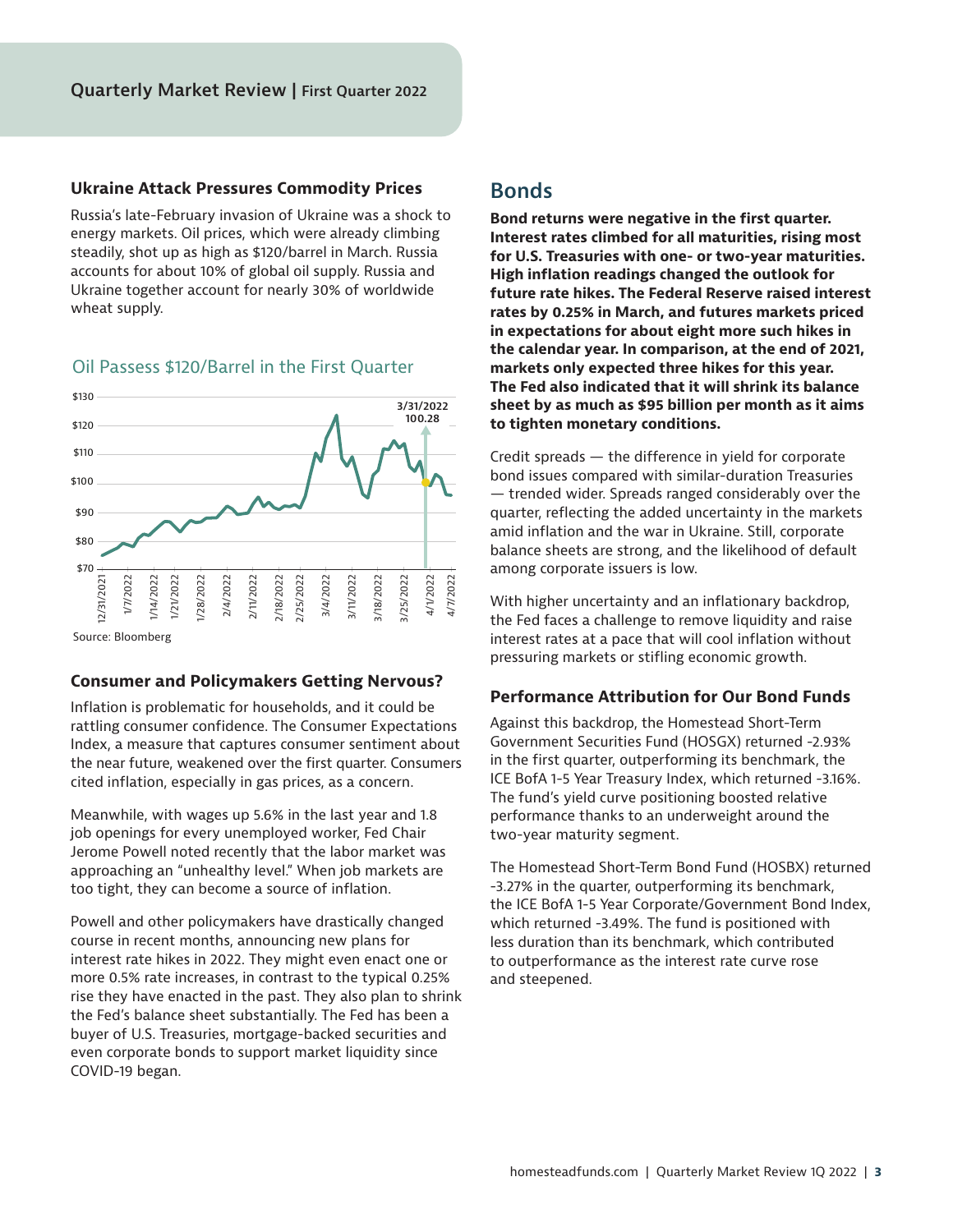### Ukraine Attack Pressures Commodity Prices

Russia's late-February invasion of Ukraine was a shock to energy markets. Oil prices, which were already climbing steadily, shot up as high as $120/barrel in March. Russia accounts for about 10% of global oil supply. Russia and Ukraine together account for nearly 30% of worldwide wheat supply.

Oil Passess $120/Barrel in the First Quarter

Source: Bloomberg

### Consumer and Policymakers Getting Nervous?

Inflation is problematic for households, and it could be rattling consumer confidence. The Consumer Expectations Index, a measure that captures consumer sentiment about the near future, weakened over the first quarter. Consumers cited inflation, especially in gas prices, as a concern.

Meanwhile, with wages up 5.6% in the last year and 1.8 job openings for every unemployed worker, Fed Chair Jerome Powell noted recently that the labor market was approaching an "unhealthy level." When job markets are too tight, they can become a source of inflation.

Powell and other policymakers have drastically changed course in recent months, announcing new plans for interest rate hikes in 2022. They might even enact one or more 0.5% rate increases, in contrast to the typical 0.25% rise they have enacted in the past. They also plan to shrink the Fed's balance sheet substantially. The Fed has been a buyer of U.S. Treasuries, mortgage-backed securities and even corporate bonds to support market liquidity since COVID-19 began.

## Bonds

**Bond returns were negative in the first quarter. Interest rates climbed for all maturities, rising most for U.S. Treasuries with one- or two-year maturities. High inflation readings changed the outlook for future rate hikes. The Federal Reserve raised interest rates by 0.25% in March, and futures markets priced in expectations for about eight more such hikes in the calendar year. In comparison, at the end of 2021, markets only expected three hikes for this year. The Fed also indicated that it will shrink its balance sheet by as much as $95 billion per month as it aims to tighten monetary conditions.**

Credit spreads — the difference in yield for corporate bond issues compared with similar-duration Treasuries — trended wider. Spreads ranged considerably over the quarter, reflecting the added uncertainty in the markets amid inflation and the war in Ukraine. Still, corporate balance sheets are strong, and the likelihood of default among corporate issuers is low.

With higher uncertainty and an inflationary backdrop, the Fed faces a challenge to remove liquidity and raise interest rates at a pace that will cool inflation without pressuring markets or stifling economic growth.

### Performance Attribution for Our Bond Funds

Against this backdrop, the Homestead Short-Term Government Securities Fund (HOSGX) returned -2.93% in the first quarter, outperforming its benchmark, the ICE BofA 1-5 Year Treasury Index, which returned -3.16%. The fund's yield curve positioning boosted relative performance thanks to an underweight around the two-year maturity segment.

The Homestead Short-Term Bond Fund (HOSBX) returned -3.27% in the quarter, outperforming its benchmark, the ICE BofA 1-5 Year Corporate/Government Bond Index, which returned -3.49%. The fund is positioned with less duration than its benchmark, which contributed to outperformance as the interest rate curve rose and steepened.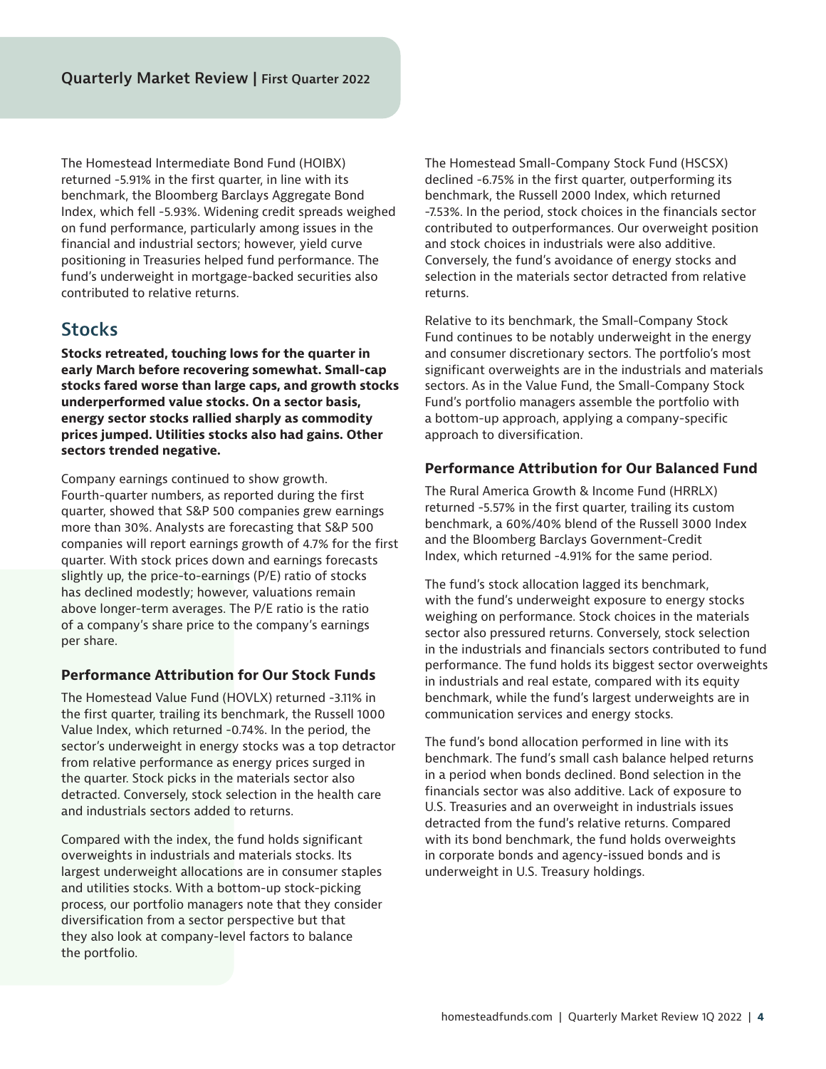The Homestead Intermediate Bond Fund (HOIBX) returned -5.91% in the first quarter, in line with its benchmark, the Bloomberg Barclays Aggregate Bond Index, which fell -5.93%. Widening credit spreads weighed on fund performance, particularly among issues in the financial and industrial sectors; however, yield curve positioning in Treasuries helped fund performance. The fund's underweight in mortgage-backed securities also contributed to relative returns.

## Stocks

**Stocks retreated, touching lows for the quarter in early March before recovering somewhat. Small-cap stocks fared worse than large caps, and growth stocks underperformed value stocks. On a sector basis, energy sector stocks rallied sharply as commodity prices jumped. Utilities stocks also had gains. Other sectors trended negative.**

Company earnings continued to show growth. Fourth-quarter numbers, as reported during the first quarter, showed that S&P 500 companies grew earnings more than 30%. Analysts are forecasting that S&P 500 companies will report earnings growth of 4.7% for the first quarter. With stock prices down and earnings forecasts slightly up, the price-to-earnings (P/E) ratio of stocks has declined modestly; however, valuations remain above longer-term averages. The P/E ratio is the ratio of a company's share price to the company's earnings per share.

### Performance Attribution for Our Stock Funds

The Homestead Value Fund (HOVLX) returned -3.11% in the first quarter, trailing its benchmark, the Russell 1000 Value Index, which returned -0.74%. In the period, the sector's underweight in energy stocks was a top detractor from relative performance as energy prices surged in the quarter. Stock picks in the materials sector also detracted. Conversely, stock selection in the health care and industrials sectors added to returns.

Compared with the index, the fund holds significant overweights in industrials and materials stocks. Its largest underweight allocations are in consumer staples and utilities stocks. With a bottom-up stock-picking process, our portfolio managers note that they consider diversification from a sector perspective but that they also look at company-level factors to balance the portfolio.

The Homestead Small-Company Stock Fund (HSCSX) declined -6.75% in the first quarter, outperforming its benchmark, the Russell 2000 Index, which returned -7.53%. In the period, stock choices in the financials sector contributed to outperformances. Our overweight position and stock choices in industrials were also additive. Conversely, the fund's avoidance of energy stocks and selection in the materials sector detracted from relative returns.

Relative to its benchmark, the Small-Company Stock Fund continues to be notably underweight in the energy and consumer discretionary sectors. The portfolio's most significant overweights are in the industrials and materials sectors. As in the Value Fund, the Small-Company Stock Fund's portfolio managers assemble the portfolio with a bottom-up approach, applying a company-specific approach to diversification.

### Performance Attribution for Our Balanced Fund

The Rural America Growth & Income Fund (HRRLX) returned -5.57% in the first quarter, trailing its custom benchmark, a 60%/40% blend of the Russell 3000 Index and the Bloomberg Barclays Government-Credit Index, which returned -4.91% for the same period.

The fund's stock allocation lagged its benchmark, with the fund's underweight exposure to energy stocks weighing on performance. Stock choices in the materials sector also pressured returns. Conversely, stock selection in the industrials and financials sectors contributed to fund performance. The fund holds its biggest sector overweights in industrials and real estate, compared with its equity benchmark, while the fund's largest underweights are in communication services and energy stocks.

The fund's bond allocation performed in line with its benchmark. The fund's small cash balance helped returns in a period when bonds declined. Bond selection in the financials sector was also additive. Lack of exposure to U.S. Treasuries and an overweight in industrials issues detracted from the fund's relative returns. Compared with its bond benchmark, the fund holds overweights in corporate bonds and agency-issued bonds and is underweight in U.S. Treasury holdings.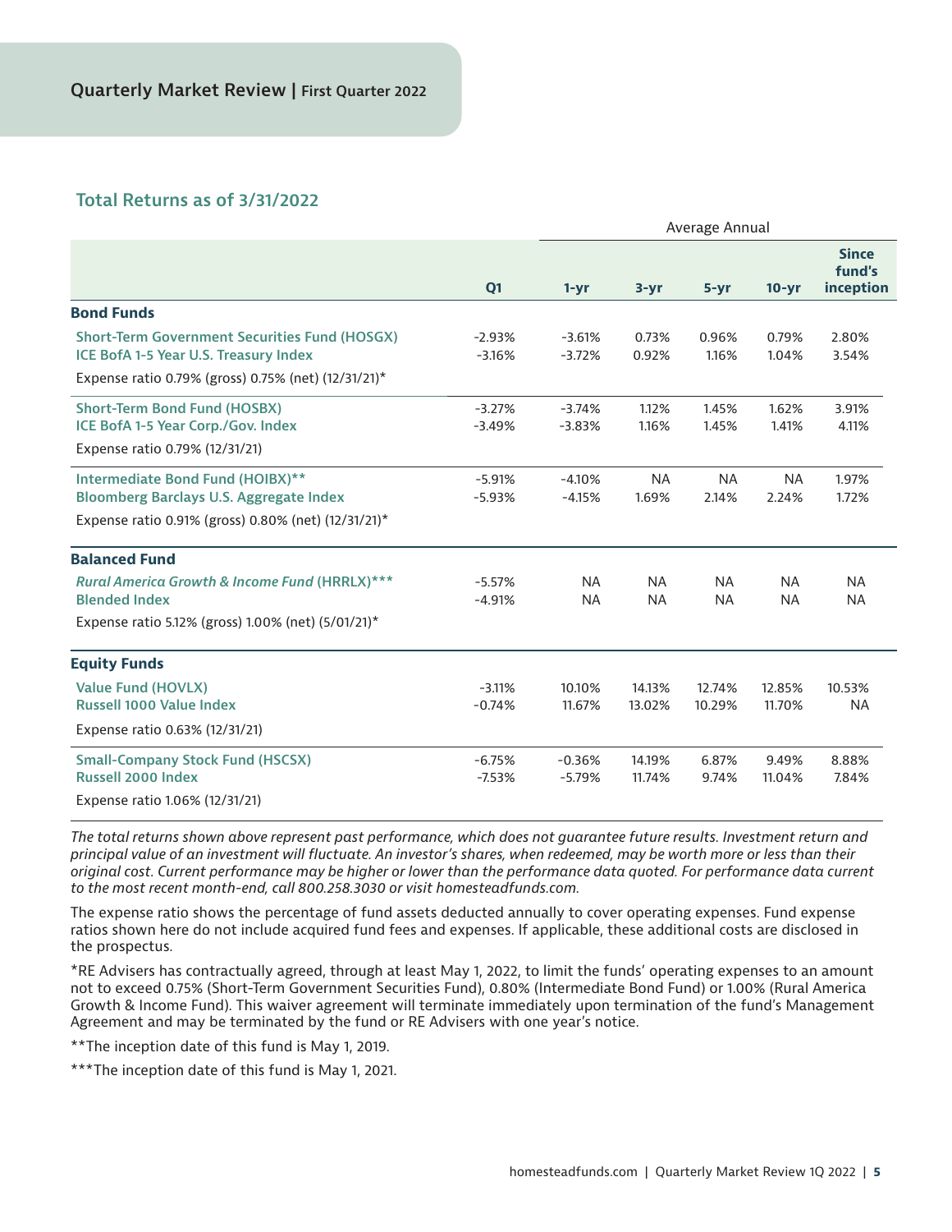## Quarterly Market Review | First Quarter 2022

### Total Returns as of 3/31/2022

| | Q1 | Average Annual | | | | |
|---|---|---|---|---|---|---|
| | | **1-yr** | **3-yr** | **5-yr** | **10-yr** | **Since fund's inception** |
| **Bond Funds** | | | | | | |
| Short-Term Government Securities Fund (HOSGX) | -2.93% | -3.61% | 0.73% | 0.96% | 0.79% | 2.80% |
| ICE BofA 1-5 Year U.S. Treasury Index | -3.16% | -3.72% | 0.92% | 1.16% | 1.04% | 3.54% |
| Expense ratio 0.79% (gross) 0.75% (net) (12/31/21)* | | | | | | |
| Short-Term Bond Fund (HOSBX) | -3.27% | -3.74% | 1.12% | 1.45% | 1.62% | 3.91% |
| ICE BofA 1-5 Year Corp./Gov. Index | -3.49% | -3.83% | 1.16% | 1.45% | 1.41% | 4.11% |
| Expense ratio 0.79% (12/31/21) | | | | | | |
| Intermediate Bond Fund (HOIBX)** | -5.91% | -4.10% | NA | NA | NA | 1.97% |
| Bloomberg Barclays U.S. Aggregate Index | -5.93% | -4.15% | 1.69% | 2.14% | 2.24% | 1.72% |
| Expense ratio 0.91% (gross) 0.80% (net) (12/31/21)* | | | | | | |
| **Balanced Fund** | | | | | | |
| *Rural America Growth & Income Fund* (HRRLX)*** | -5.57% | NA | NA | NA | NA | NA |
| Blended Index | -4.91% | NA | NA | NA | NA | NA |
| Expense ratio 5.12% (gross) 1.00% (net) (5/01/21)* | | | | | | |
| **Equity Funds** | | | | | | |
| Value Fund (HOVLX) | -3.11% | 10.10% | 14.13% | 12.74% | 12.85% | 10.53% |
| Russell 1000 Value Index | -0.74% | 11.67% | 13.02% | 10.29% | 11.70% | NA |
| Expense ratio 0.63% (12/31/21) | | | | | | |
| Small-Company Stock Fund (HSCSX) | -6.75% | -0.36% | 14.19% | 6.87% | 9.49% | 8.88% |
| Russell 2000 Index | -7.53% | -5.79% | 11.74% | 9.74% | 11.04% | 7.84% |
| Expense ratio 1.06% (12/31/21) | | | | | | |

*The total returns shown above represent past performance, which does not guarantee future results. Investment return and principal value of an investment will fluctuate. An investor's shares, when redeemed, may be worth more or less than their original cost. Current performance may be higher or lower than the performance data quoted. For performance data current to the most recent month-end, call 800.258.3030 or visit homesteadfunds.com.*

The expense ratio shows the percentage of fund assets deducted annually to cover operating expenses. Fund expense ratios shown here do not include acquired fund fees and expenses. If applicable, these additional costs are disclosed in the prospectus.

*RE Advisers has contractually agreed, through at least May 1, 2022, to limit the funds' operating expenses to an amount not to exceed 0.75% (Short-Term Government Securities Fund), 0.80% (Intermediate Bond Fund) or 1.00% (Rural America Growth & Income Fund). This waiver agreement will terminate immediately upon termination of the fund's Management Agreement and may be terminated by the fund or RE Advisers with one year's notice.

**The inception date of this fund is May 1, 2019.

***The inception date of this fund is May 1, 2021.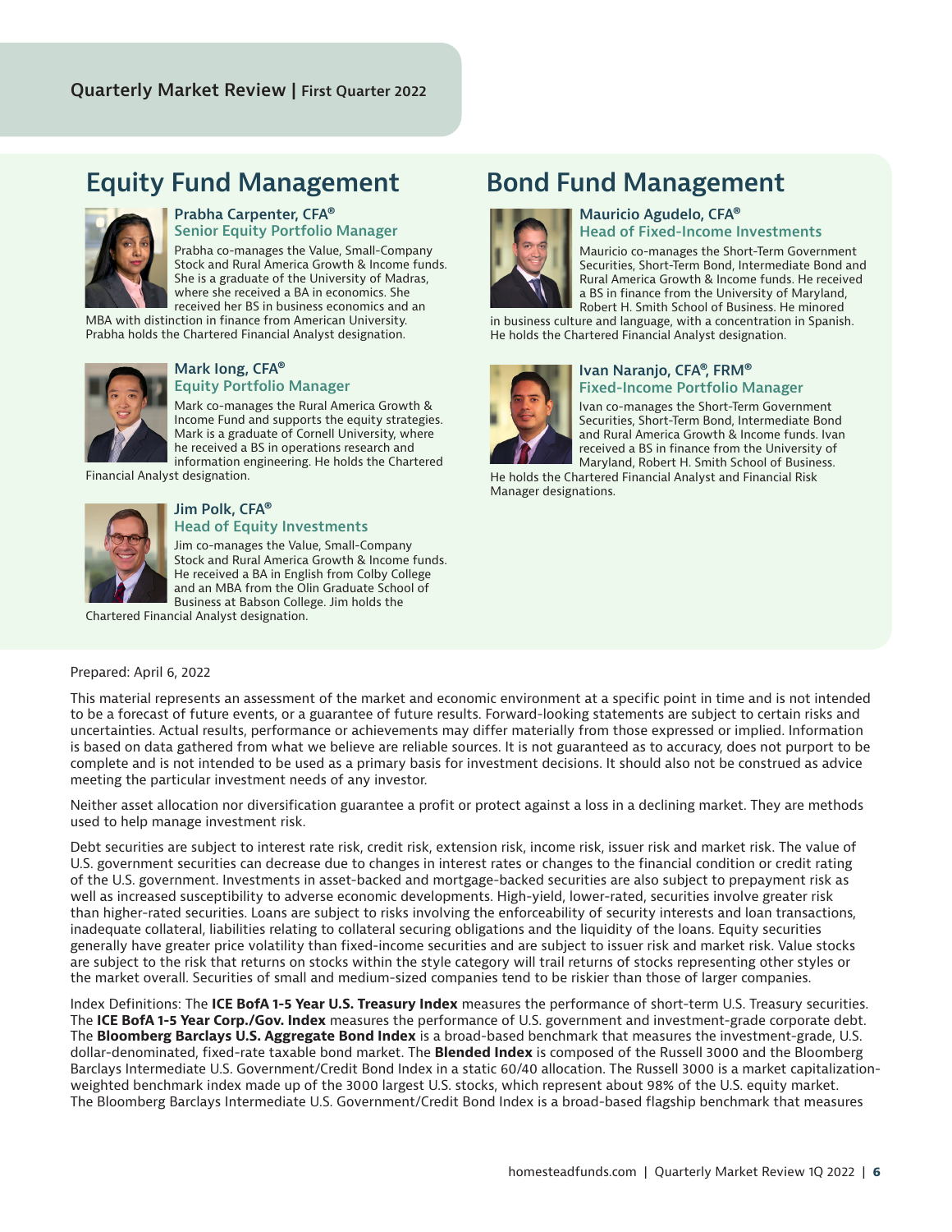## Equity Fund Management

**Prabha Carpenter, CFA®**
**Senior Equity Portfolio Manager**

Prabha co-manages the Value, Small-Company Stock and Rural America Growth & Income funds. She is a graduate of the University of Madras, where she received a BA in economics. She received her BS in business economics and an MBA with distinction in finance from American University. Prabha holds the Chartered Financial Analyst designation.

**Mark Iong, CFA®**
**Equity Portfolio Manager**

Mark co-manages the Rural America Growth & Income Fund and supports the equity strategies. Mark is a graduate of Cornell University, where he received a BS in operations research and information engineering. He holds the Chartered Financial Analyst designation.

**Jim Polk, CFA®**
**Head of Equity Investments**

Jim co-manages the Value, Small-Company Stock and Rural America Growth & Income funds. He received a BA in English from Colby College and an MBA from the Olin Graduate School of Business at Babson College. Jim holds the Chartered Financial Analyst designation.

## Bond Fund Management

**Mauricio Agudelo, CFA®**
**Head of Fixed-Income Investments**

Mauricio co-manages the Short-Term Government Securities, Short-Term Bond, Intermediate Bond and Rural America Growth & Income funds. He received a BS in finance from the University of Maryland, Robert H. Smith School of Business. He minored in business culture and language, with a concentration in Spanish. He holds the Chartered Financial Analyst designation.

**Ivan Naranjo, CFA®, FRM®**
**Fixed-Income Portfolio Manager**

Ivan co-manages the Short-Term Government Securities, Short-Term Bond, Intermediate Bond and Rural America Growth & Income funds. Ivan received a BS in finance from the University of Maryland, Robert H. Smith School of Business. He holds the Chartered Financial Analyst and Financial Risk Manager designations.

Prepared: April 6, 2022

This material represents an assessment of the market and economic environment at a specific point in time and is not intended to be a forecast of future events, or a guarantee of future results. Forward-looking statements are subject to certain risks and uncertainties. Actual results, performance or achievements may differ materially from those expressed or implied. Information is based on data gathered from what we believe are reliable sources. It is not guaranteed as to accuracy, does not purport to be complete and is not intended to be used as a primary basis for investment decisions. It should also not be construed as advice meeting the particular investment needs of any investor.

Neither asset allocation nor diversification guarantee a profit or protect against a loss in a declining market. They are methods used to help manage investment risk.

Debt securities are subject to interest rate risk, credit risk, extension risk, income risk, issuer risk and market risk. The value of U.S. government securities can decrease due to changes in interest rates or changes to the financial condition or credit rating of the U.S. government. Investments in asset-backed and mortgage-backed securities are also subject to prepayment risk as well as increased susceptibility to adverse economic developments. High-yield, lower-rated, securities involve greater risk than higher-rated securities. Loans are subject to risks involving the enforceability of security interests and loan transactions, inadequate collateral, liabilities relating to collateral securing obligations and the liquidity of the loans. Equity securities generally have greater price volatility than fixed-income securities and are subject to issuer risk and market risk. Value stocks are subject to the risk that returns on stocks within the style category will trail returns of stocks representing other styles or the market overall. Securities of small and medium-sized companies tend to be riskier than those of larger companies.

Index Definitions: The **ICE BofA 1-5 Year U.S. Treasury Index** measures the performance of short-term U.S. Treasury securities. The **ICE BofA 1-5 Year Corp./Gov. Index** measures the performance of U.S. government and investment-grade corporate debt. The **Bloomberg Barclays U.S. Aggregate Bond Index** is a broad-based benchmark that measures the investment-grade, U.S. dollar-denominated, fixed-rate taxable bond market. The **Blended Index** is composed of the Russell 3000 and the Bloomberg Barclays Intermediate U.S. Government/Credit Bond Index in a static 60/40 allocation. The Russell 3000 is a market capitalization-weighted benchmark index made up of the 3000 largest U.S. stocks, which represent about 98% of the U.S. equity market. The Bloomberg Barclays Intermediate U.S. Government/Credit Bond Index is a broad-based flagship benchmark that measures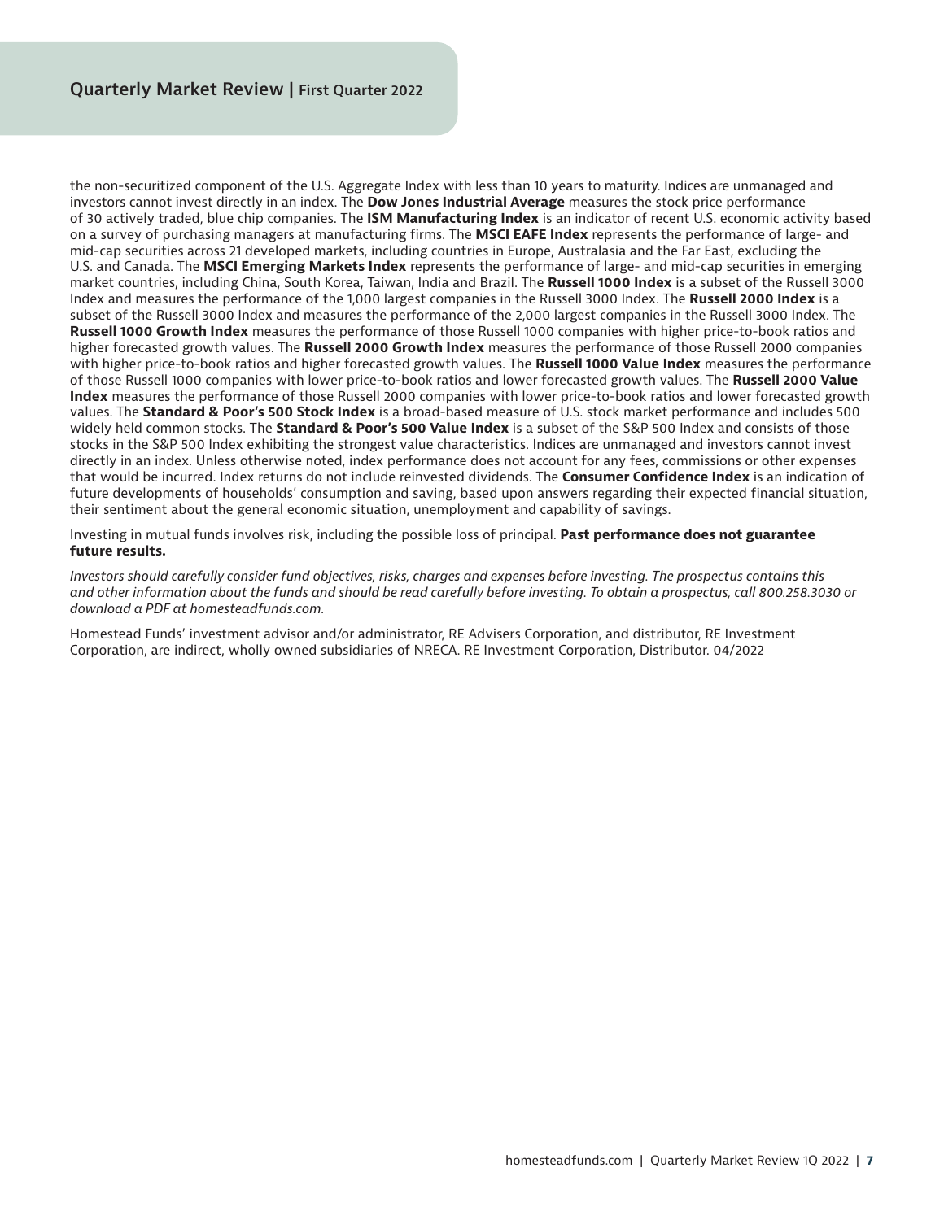the non-securitized component of the U.S. Aggregate Index with less than 10 years to maturity. Indices are unmanaged and investors cannot invest directly in an index. The **Dow Jones Industrial Average** measures the stock price performance of 30 actively traded, blue chip companies. The **ISM Manufacturing Index** is an indicator of recent U.S. economic activity based on a survey of purchasing managers at manufacturing firms. The **MSCI EAFE Index** represents the performance of large- and mid-cap securities across 21 developed markets, including countries in Europe, Australasia and the Far East, excluding the U.S. and Canada. The **MSCI Emerging Markets Index** represents the performance of large- and mid-cap securities in emerging market countries, including China, South Korea, Taiwan, India and Brazil. The **Russell 1000 Index** is a subset of the Russell 3000 Index and measures the performance of the 1,000 largest companies in the Russell 3000 Index. The **Russell 2000 Index** is a subset of the Russell 3000 Index and measures the performance of the 2,000 largest companies in the Russell 3000 Index. The **Russell 1000 Growth Index** measures the performance of those Russell 1000 companies with higher price-to-book ratios and higher forecasted growth values. The **Russell 2000 Growth Index** measures the performance of those Russell 2000 companies with higher price-to-book ratios and higher forecasted growth values. The **Russell 1000 Value Index** measures the performance of those Russell 1000 companies with lower price-to-book ratios and lower forecasted growth values. The **Russell 2000 Value Index** measures the performance of those Russell 2000 companies with lower price-to-book ratios and lower forecasted growth values. The **Standard & Poor's 500 Stock Index** is a broad-based measure of U.S. stock market performance and includes 500 widely held common stocks. The **Standard & Poor's 500 Value Index** is a subset of the S&P 500 Index and consists of those stocks in the S&P 500 Index exhibiting the strongest value characteristics. Indices are unmanaged and investors cannot invest directly in an index. Unless otherwise noted, index performance does not account for any fees, commissions or other expenses that would be incurred. Index returns do not include reinvested dividends. The **Consumer Confidence Index** is an indication of future developments of households' consumption and saving, based upon answers regarding their expected financial situation, their sentiment about the general economic situation, unemployment and capability of savings.

Investing in mutual funds involves risk, including the possible loss of principal. **Past performance does not guarantee future results.**

*Investors should carefully consider fund objectives, risks, charges and expenses before investing. The prospectus contains this and other information about the funds and should be read carefully before investing. To obtain a prospectus, call 800.258.3030 or download a PDF at homesteadfunds.com.*

Homestead Funds' investment advisor and/or administrator, RE Advisers Corporation, and distributor, RE Investment Corporation, are indirect, wholly owned subsidiaries of NRECA. RE Investment Corporation, Distributor. 04/2022